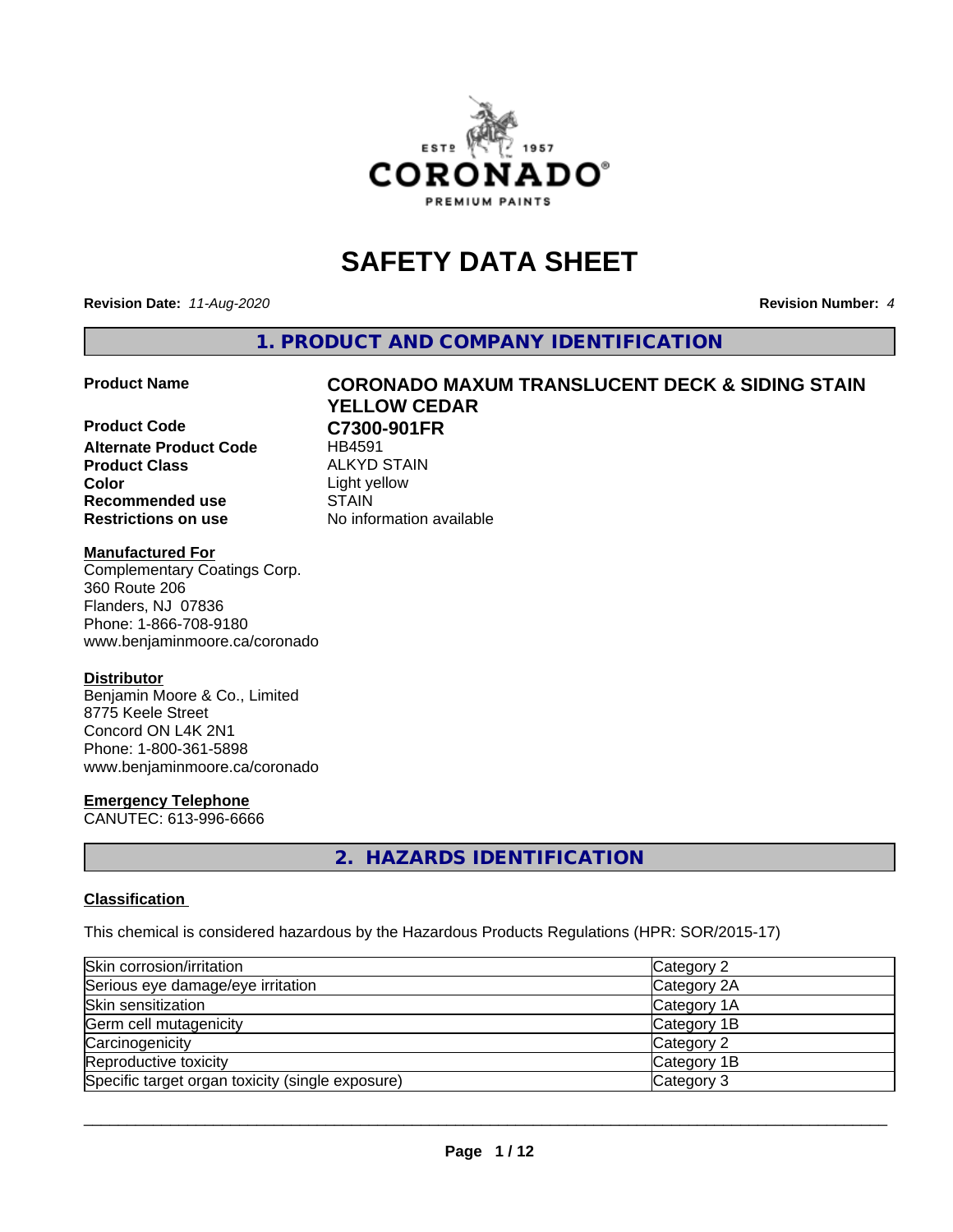# SAFETY DATA SHEET

**Revision Date:** *11-Aug-2020* **Revision Number:** *4*

## 1. PRODUCT AND COMPANY IDENTIFICATION

| | |
|---|---|
| **Product Name** | **CORONADO MAXUM TRANSLUCENT DECK & SIDING STAIN YELLOW CEDAR** |
| **Product Code** | **C7300-901FR** |
| **Alternate Product Code** | HB4591 |
| **Product Class** | ALKYD STAIN |
| **Color** | Light yellow |
| **Recommended use** | STAIN |
| **Restrictions on use** | No information available |

**Manufactured For**
Complementary Coatings Corp.
360 Route 206
Flanders, NJ 07836
Phone: 1-866-708-9180
www.benjaminmoore.ca/coronado

**Distributor**
Benjamin Moore & Co., Limited
8775 Keele Street
Concord ON L4K 2N1
Phone: 1-800-361-5898
www.benjaminmoore.ca/coronado

**Emergency Telephone**
CANUTEC: 613-996-6666

## 2. HAZARDS IDENTIFICATION

**Classification**

This chemical is considered hazardous by the Hazardous Products Regulations (HPR: SOR/2015-17)

| | |
|---|---|
| Skin corrosion/irritation | Category 2 |
| Serious eye damage/eye irritation | Category 2A |
| Skin sensitization | Category 1A |
| Germ cell mutagenicity | Category 1B |
| Carcinogenicity | Category 2 |
| Reproductive toxicity | Category 1B |
| Specific target organ toxicity (single exposure) | Category 3 |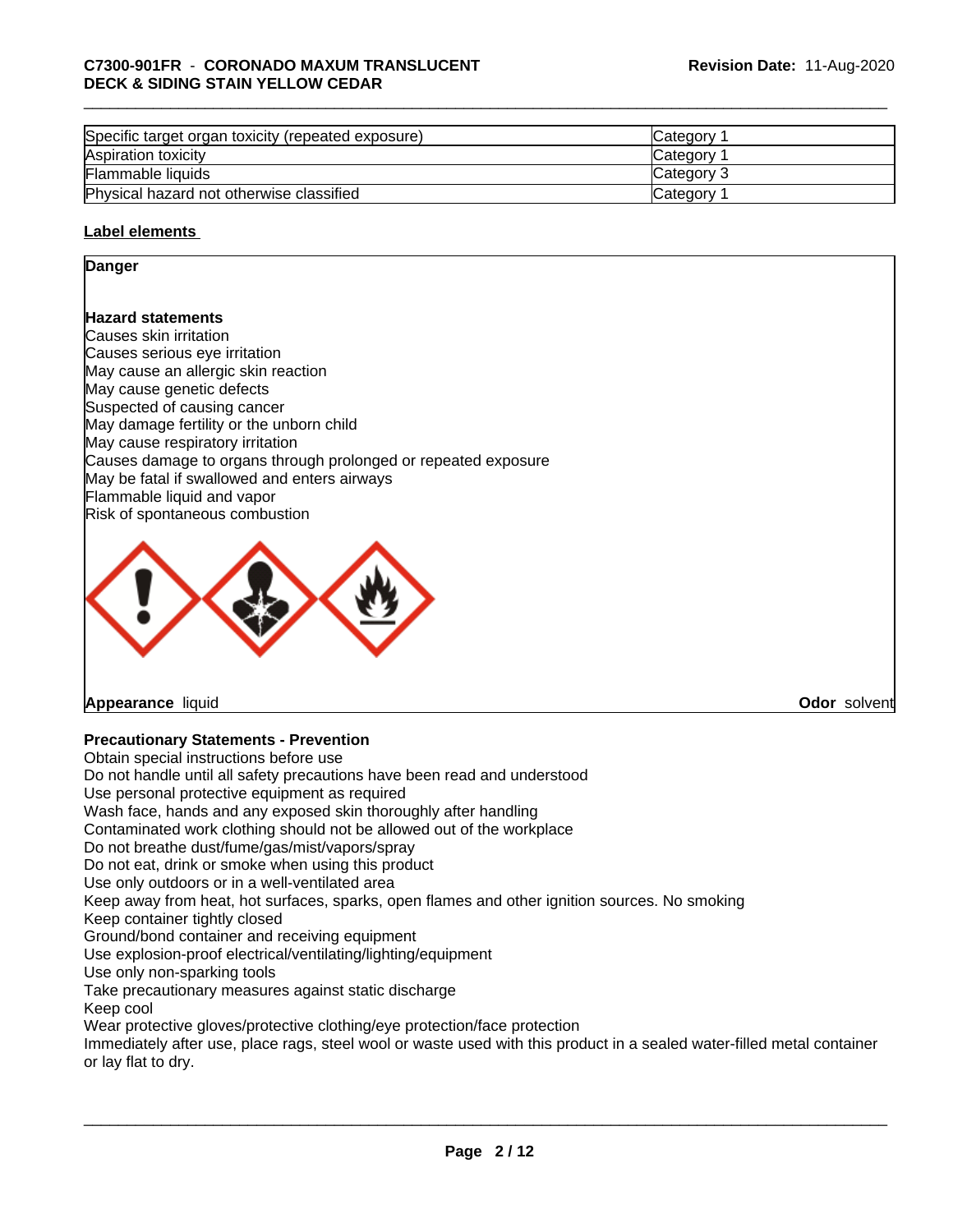| Specific target organ toxicity (repeated exposure) | Category 1 |
|---|---|
| Aspiration toxicity | Category 1 |
| Flammable liquids | Category 3 |
| Physical hazard not otherwise classified | Category 1 |

**Label elements**

**Danger**

**Hazard statements**

Causes skin irritation
Causes serious eye irritation
May cause an allergic skin reaction
May cause genetic defects
Suspected of causing cancer
May damage fertility or the unborn child
May cause respiratory irritation
Causes damage to organs through prolonged or repeated exposure
May be fatal if swallowed and enters airways
Flammable liquid and vapor
Risk of spontaneous combustion

**Appearance** liquid **Odor** solvent

**Precautionary Statements - Prevention**

Obtain special instructions before use
Do not handle until all safety precautions have been read and understood
Use personal protective equipment as required
Wash face, hands and any exposed skin thoroughly after handling
Contaminated work clothing should not be allowed out of the workplace
Do not breathe dust/fume/gas/mist/vapors/spray
Do not eat, drink or smoke when using this product
Use only outdoors or in a well-ventilated area
Keep away from heat, hot surfaces, sparks, open flames and other ignition sources. No smoking
Keep container tightly closed
Ground/bond container and receiving equipment
Use explosion-proof electrical/ventilating/lighting/equipment
Use only non-sparking tools
Take precautionary measures against static discharge
Keep cool
Wear protective gloves/protective clothing/eye protection/face protection
Immediately after use, place rags, steel wool or waste used with this product in a sealed water-filled metal container or lay flat to dry.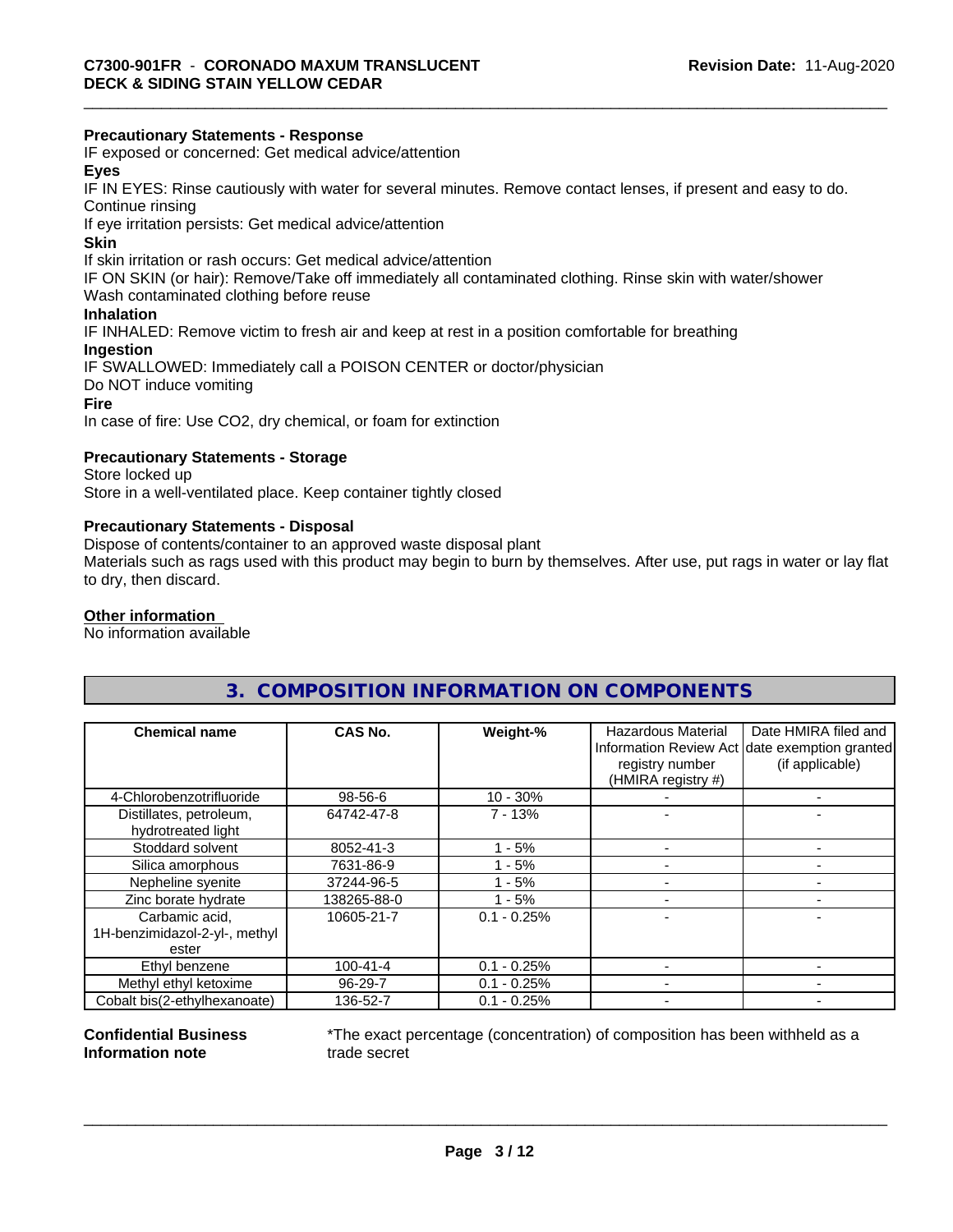**Precautionary Statements - Response**

IF exposed or concerned: Get medical advice/attention

**Eyes**

IF IN EYES: Rinse cautiously with water for several minutes. Remove contact lenses, if present and easy to do. Continue rinsing

If eye irritation persists: Get medical advice/attention

**Skin**

If skin irritation or rash occurs: Get medical advice/attention

IF ON SKIN (or hair): Remove/Take off immediately all contaminated clothing. Rinse skin with water/shower

Wash contaminated clothing before reuse

**Inhalation**

IF INHALED: Remove victim to fresh air and keep at rest in a position comfortable for breathing

**Ingestion**

IF SWALLOWED: Immediately call a POISON CENTER or doctor/physician

Do NOT induce vomiting

**Fire**

In case of fire: Use CO2, dry chemical, or foam for extinction

**Precautionary Statements - Storage**

Store locked up

Store in a well-ventilated place. Keep container tightly closed

**Precautionary Statements - Disposal**

Dispose of contents/container to an approved waste disposal plant

Materials such as rags used with this product may begin to burn by themselves. After use, put rags in water or lay flat to dry, then discard.

**Other information**

No information available

## 3. COMPOSITION INFORMATION ON COMPONENTS

| Chemical name | CAS No. | Weight-% | Hazardous Material Information Review Act registry number (HMIRA registry #) | Date HMIRA filed and date exemption granted (if applicable) |
|---|---|---|---|---|
| 4-Chlorobenzotrifluoride | 98-56-6 | 10 - 30% | - | - |
| Distillates, petroleum, hydrotreated light | 64742-47-8 | 7 - 13% | - | - |
| Stoddard solvent | 8052-41-3 | 1 - 5% | - | - |
| Silica amorphous | 7631-86-9 | 1 - 5% | - | - |
| Nepheline syenite | 37244-96-5 | 1 - 5% | - | - |
| Zinc borate hydrate | 138265-88-0 | 1 - 5% | - | - |
| Carbamic acid, 1H-benzimidazol-2-yl-, methyl ester | 10605-21-7 | 0.1 - 0.25% | - | - |
| Ethyl benzene | 100-41-4 | 0.1 - 0.25% | - | - |
| Methyl ethyl ketoxime | 96-29-7 | 0.1 - 0.25% | - | - |
| Cobalt bis(2-ethylhexanoate) | 136-52-7 | 0.1 - 0.25% | - | - |

**Confidential Business Information note**

*The exact percentage (concentration) of composition has been withheld as a trade secret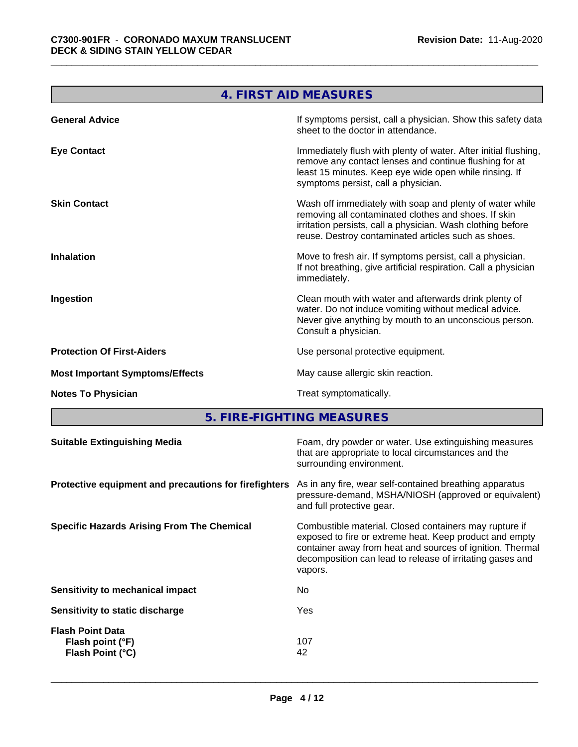## 4. FIRST AID MEASURES

| | |
|---|---|
| **General Advice** | If symptoms persist, call a physician. Show this safety data sheet to the doctor in attendance. |
| **Eye Contact** | Immediately flush with plenty of water. After initial flushing, remove any contact lenses and continue flushing for at least 15 minutes. Keep eye wide open while rinsing. If symptoms persist, call a physician. |
| **Skin Contact** | Wash off immediately with soap and plenty of water while removing all contaminated clothes and shoes. If skin irritation persists, call a physician. Wash clothing before reuse. Destroy contaminated articles such as shoes. |
| **Inhalation** | Move to fresh air. If symptoms persist, call a physician. If not breathing, give artificial respiration. Call a physician immediately. |
| **Ingestion** | Clean mouth with water and afterwards drink plenty of water. Do not induce vomiting without medical advice. Never give anything by mouth to an unconscious person. Consult a physician. |
| **Protection Of First-Aiders** | Use personal protective equipment. |
| **Most Important Symptoms/Effects** | May cause allergic skin reaction. |
| **Notes To Physician** | Treat symptomatically. |

## 5. FIRE-FIGHTING MEASURES

| | |
|---|---|
| **Suitable Extinguishing Media** | Foam, dry powder or water. Use extinguishing measures that are appropriate to local circumstances and the surrounding environment. |
| **Protective equipment and precautions for firefighters** | As in any fire, wear self-contained breathing apparatus pressure-demand, MSHA/NIOSH (approved or equivalent) and full protective gear. |
| **Specific Hazards Arising From The Chemical** | Combustible material. Closed containers may rupture if exposed to fire or extreme heat. Keep product and empty container away from heat and sources of ignition. Thermal decomposition can lead to release of irritating gases and vapors. |
| **Sensitivity to mechanical impact** | No |
| **Sensitivity to static discharge** | Yes |
| **Flash Point Data** | |
| **Flash point (°F)** | 107 |
| **Flash Point (°C)** | 42 |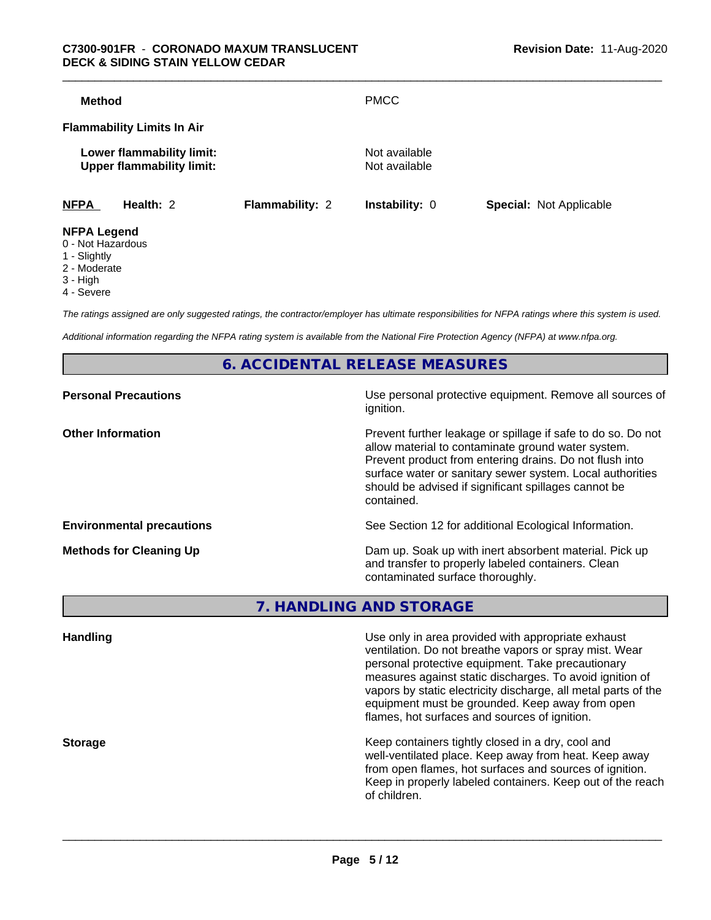**Method** PMCC

**Flammability Limits In Air**

**Lower flammability limit:** Not available
**Upper flammability limit:** Not available

| **NFPA** | **Health:** 2 | **Flammability:** 2 | **Instability:** 0 | **Special:** Not Applicable |
|---|---|---|---|---|

**NFPA Legend**
0 - Not Hazardous
1 - Slightly
2 - Moderate
3 - High
4 - Severe

*The ratings assigned are only suggested ratings, the contractor/employer has ultimate responsibilities for NFPA ratings where this system is used.*

*Additional information regarding the NFPA rating system is available from the National Fire Protection Agency (NFPA) at www.nfpa.org.*

## 6. ACCIDENTAL RELEASE MEASURES

**Personal Precautions** Use personal protective equipment. Remove all sources of ignition.

**Other Information** Prevent further leakage or spillage if safe to do so. Do not allow material to contaminate ground water system. Prevent product from entering drains. Do not flush into surface water or sanitary sewer system. Local authorities should be advised if significant spillages cannot be contained.

**Environmental precautions** See Section 12 for additional Ecological Information.

**Methods for Cleaning Up** Dam up. Soak up with inert absorbent material. Pick up and transfer to properly labeled containers. Clean contaminated surface thoroughly.

## 7. HANDLING AND STORAGE

**Handling** Use only in area provided with appropriate exhaust ventilation. Do not breathe vapors or spray mist. Wear personal protective equipment. Take precautionary measures against static discharges. To avoid ignition of vapors by static electricity discharge, all metal parts of the equipment must be grounded. Keep away from open flames, hot surfaces and sources of ignition.

**Storage** Keep containers tightly closed in a dry, cool and well-ventilated place. Keep away from heat. Keep away from open flames, hot surfaces and sources of ignition. Keep in properly labeled containers. Keep out of the reach of children.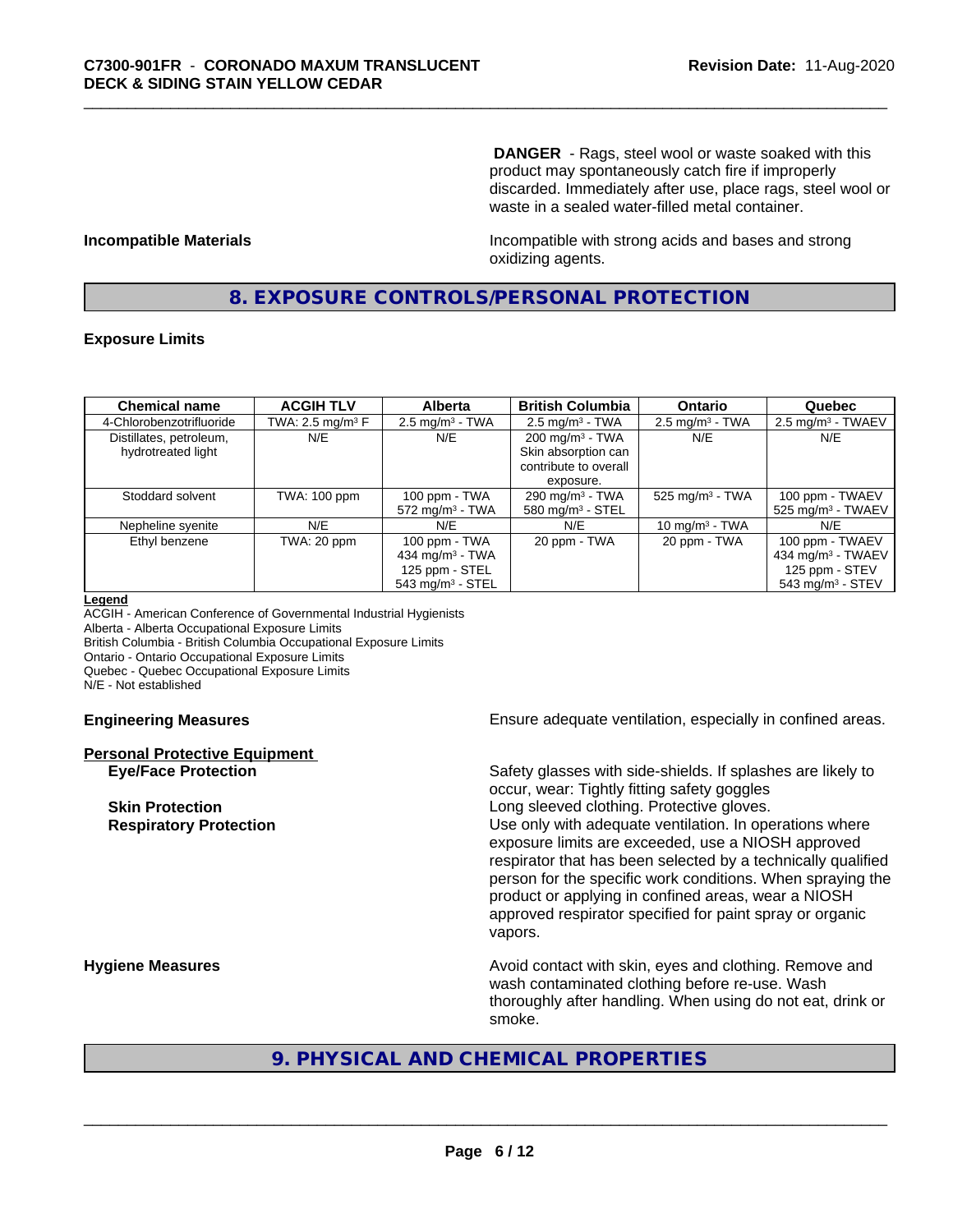**DANGER** - Rags, steel wool or waste soaked with this product may spontaneously catch fire if improperly discarded. Immediately after use, place rags, steel wool or waste in a sealed water-filled metal container.

**Incompatible Materials**

Incompatible with strong acids and bases and strong oxidizing agents.

## 8. EXPOSURE CONTROLS/PERSONAL PROTECTION

### Exposure Limits

| Chemical name | ACGIH TLV | Alberta | British Columbia | Ontario | Quebec |
|---|---|---|---|---|---|
| 4-Chlorobenzotrifluoride | TWA: 2.5 mg/m³ F | 2.5 mg/m³ - TWA | 2.5 mg/m³ - TWA | 2.5 mg/m³ - TWA | 2.5 mg/m³ - TWAEV |
| Distillates, petroleum, hydrotreated light | N/E | N/E | 200 mg/m³ - TWA<br>Skin absorption can contribute to overall exposure. | N/E | N/E |
| Stoddard solvent | TWA: 100 ppm | 100 ppm - TWA<br>572 mg/m³ - TWA | 290 mg/m³ - TWA<br>580 mg/m³ - STEL | 525 mg/m³ - TWA | 100 ppm - TWAEV<br>525 mg/m³ - TWAEV |
| Nepheline syenite | N/E | N/E | N/E | 10 mg/m³ - TWA | N/E |
| Ethyl benzene | TWA: 20 ppm | 100 ppm - TWA<br>434 mg/m³ - TWA<br>125 ppm - STEL<br>543 mg/m³ - STEL | 20 ppm - TWA | 20 ppm - TWA | 100 ppm - TWAEV<br>434 mg/m³ - TWAEV<br>125 ppm - STEV<br>543 mg/m³ - STEV |

**Legend**

ACGIH - American Conference of Governmental Industrial Hygienists
Alberta - Alberta Occupational Exposure Limits
British Columbia - British Columbia Occupational Exposure Limits
Ontario - Ontario Occupational Exposure Limits
Quebec - Quebec Occupational Exposure Limits
N/E - Not established

**Engineering Measures**

Ensure adequate ventilation, especially in confined areas.

**Personal Protective Equipment**

**Eye/Face Protection**

Safety glasses with side-shields. If splashes are likely to occur, wear: Tightly fitting safety goggles

**Skin Protection**

Long sleeved clothing. Protective gloves.

**Respiratory Protection**

Use only with adequate ventilation. In operations where exposure limits are exceeded, use a NIOSH approved respirator that has been selected by a technically qualified person for the specific work conditions. When spraying the product or applying in confined areas, wear a NIOSH approved respirator specified for paint spray or organic vapors.

**Hygiene Measures**

Avoid contact with skin, eyes and clothing. Remove and wash contaminated clothing before re-use. Wash thoroughly after handling. When using do not eat, drink or smoke.

## 9. PHYSICAL AND CHEMICAL PROPERTIES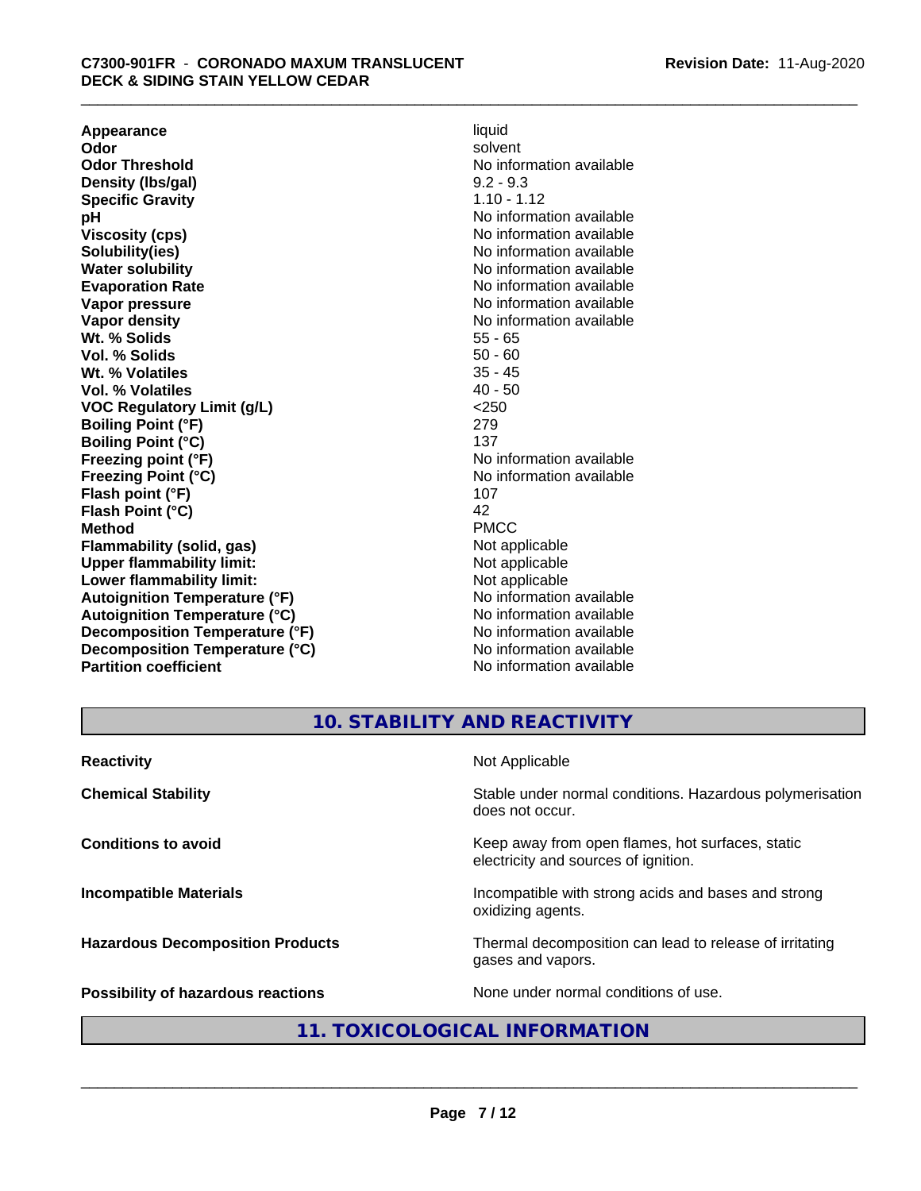| | |
|---|---|
| **Appearance** | liquid |
| **Odor** | solvent |
| **Odor Threshold** | No information available |
| **Density (lbs/gal)** | 9.2 - 9.3 |
| **Specific Gravity** | 1.10 - 1.12 |
| **pH** | No information available |
| **Viscosity (cps)** | No information available |
| **Solubility(ies)** | No information available |
| **Water solubility** | No information available |
| **Evaporation Rate** | No information available |
| **Vapor pressure** | No information available |
| **Vapor density** | No information available |
| **Wt. % Solids** | 55 - 65 |
| **Vol. % Solids** | 50 - 60 |
| **Wt. % Volatiles** | 35 - 45 |
| **Vol. % Volatiles** | 40 - 50 |
| **VOC Regulatory Limit (g/L)** | <250 |
| **Boiling Point (°F)** | 279 |
| **Boiling Point (°C)** | 137 |
| **Freezing point (°F)** | No information available |
| **Freezing Point (°C)** | No information available |
| **Flash point (°F)** | 107 |
| **Flash Point (°C)** | 42 |
| **Method** | PMCC |
| **Flammability (solid, gas)** | Not applicable |
| **Upper flammability limit:** | Not applicable |
| **Lower flammability limit:** | Not applicable |
| **Autoignition Temperature (°F)** | No information available |
| **Autoignition Temperature (°C)** | No information available |
| **Decomposition Temperature (°F)** | No information available |
| **Decomposition Temperature (°C)** | No information available |
| **Partition coefficient** | No information available |

## 10. STABILITY AND REACTIVITY

| | |
|---|---|
| **Reactivity** | Not Applicable |
| **Chemical Stability** | Stable under normal conditions. Hazardous polymerisation does not occur. |
| **Conditions to avoid** | Keep away from open flames, hot surfaces, static electricity and sources of ignition. |
| **Incompatible Materials** | Incompatible with strong acids and bases and strong oxidizing agents. |
| **Hazardous Decomposition Products** | Thermal decomposition can lead to release of irritating gases and vapors. |
| **Possibility of hazardous reactions** | None under normal conditions of use. |

## 11. TOXICOLOGICAL INFORMATION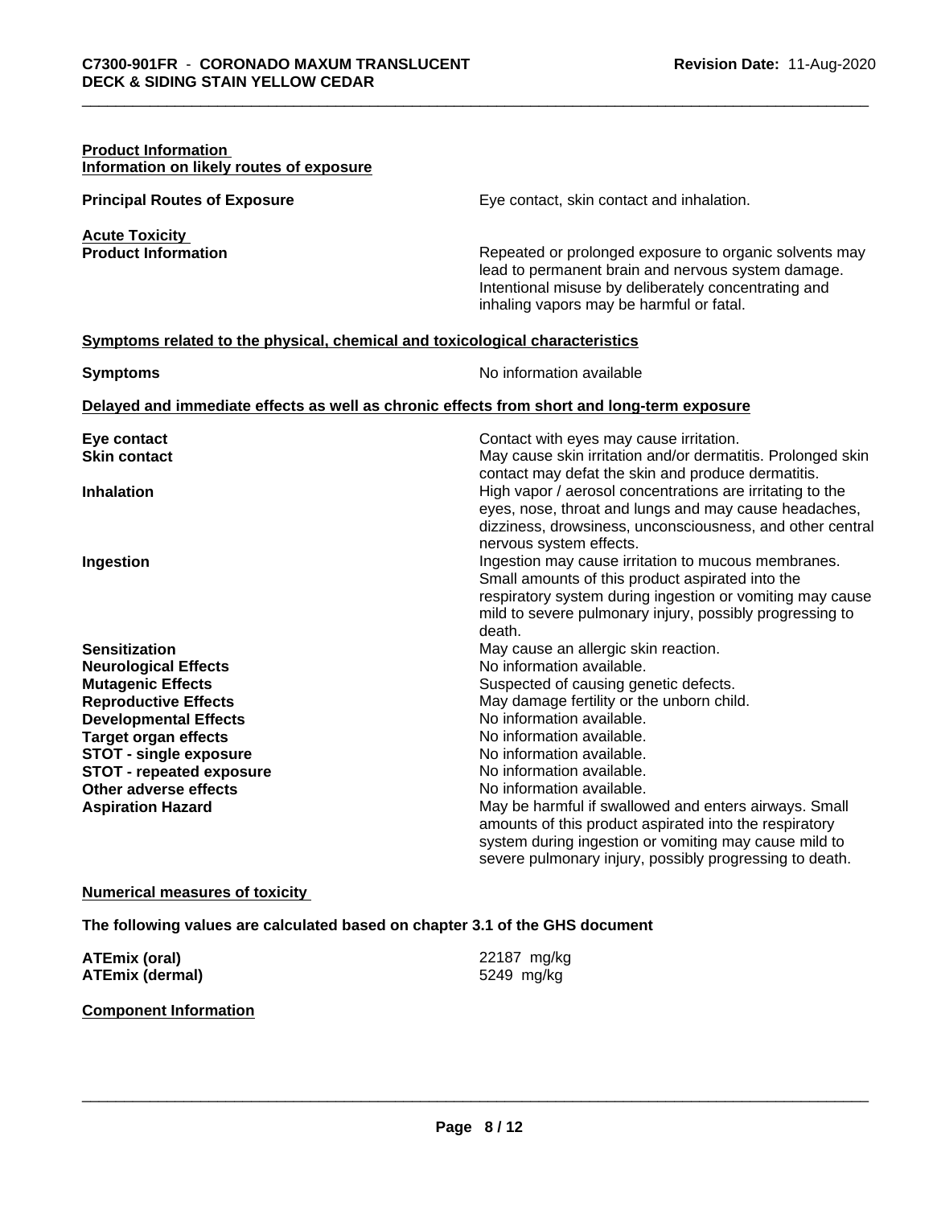**Product Information**
**Information on likely routes of exposure**

**Principal Routes of Exposure** Eye contact, skin contact and inhalation.

**Acute Toxicity**

**Product Information** Repeated or prolonged exposure to organic solvents may lead to permanent brain and nervous system damage. Intentional misuse by deliberately concentrating and inhaling vapors may be harmful or fatal.

**Symptoms related to the physical, chemical and toxicological characteristics**

**Symptoms** No information available

**Delayed and immediate effects as well as chronic effects from short and long-term exposure**

| | |
|---|---|
| **Eye contact** | Contact with eyes may cause irritation. |
| **Skin contact** | May cause skin irritation and/or dermatitis. Prolonged skin contact may defat the skin and produce dermatitis. |
| **Inhalation** | High vapor / aerosol concentrations are irritating to the eyes, nose, throat and lungs and may cause headaches, dizziness, drowsiness, unconsciousness, and other central nervous system effects. |
| **Ingestion** | Ingestion may cause irritation to mucous membranes. Small amounts of this product aspirated into the respiratory system during ingestion or vomiting may cause mild to severe pulmonary injury, possibly progressing to death. |
| **Sensitization** | May cause an allergic skin reaction. |
| **Neurological Effects** | No information available. |
| **Mutagenic Effects** | Suspected of causing genetic defects. |
| **Reproductive Effects** | May damage fertility or the unborn child. |
| **Developmental Effects** | No information available. |
| **Target organ effects** | No information available. |
| **STOT - single exposure** | No information available. |
| **STOT - repeated exposure** | No information available. |
| **Other adverse effects** | No information available. |
| **Aspiration Hazard** | May be harmful if swallowed and enters airways. Small amounts of this product aspirated into the respiratory system during ingestion or vomiting may cause mild to severe pulmonary injury, possibly progressing to death. |

**Numerical measures of toxicity**

**The following values are calculated based on chapter 3.1 of the GHS document**

| | |
|---|---|
| **ATEmix (oral)** | 22187 mg/kg |
| **ATEmix (dermal)** | 5249 mg/kg |

**Component Information**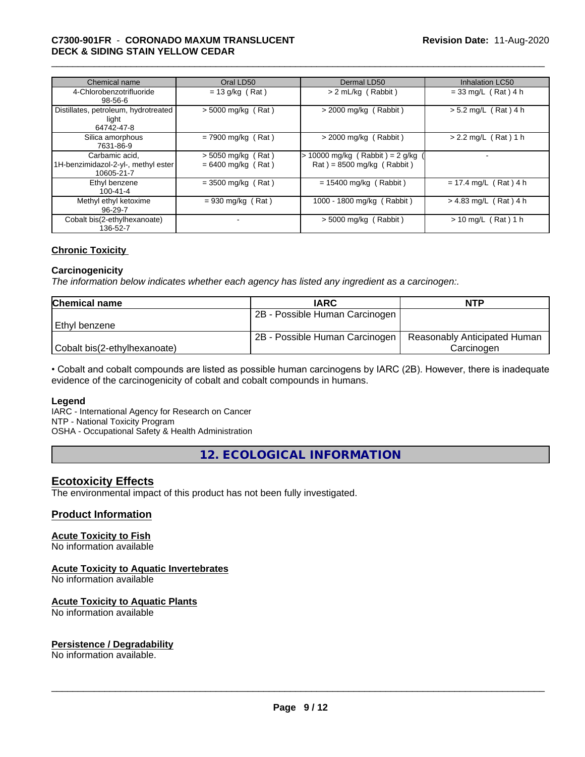| Chemical name | Oral LD50 | Dermal LD50 | Inhalation LC50 |
|---|---|---|---|
| 4-Chlorobenzotrifluoride 98-56-6 | = 13 g/kg ( Rat ) | > 2 mL/kg ( Rabbit ) | = 33 mg/L ( Rat ) 4 h |
| Distillates, petroleum, hydrotreated light 64742-47-8 | > 5000 mg/kg ( Rat ) | > 2000 mg/kg ( Rabbit ) | > 5.2 mg/L ( Rat ) 4 h |
| Silica amorphous 7631-86-9 | = 7900 mg/kg ( Rat ) | > 2000 mg/kg ( Rabbit ) | > 2.2 mg/L ( Rat ) 1 h |
| Carbamic acid, 1H-benzimidazol-2-yl-, methyl ester 10605-21-7 | > 5050 mg/kg ( Rat ) = 6400 mg/kg ( Rat ) | > 10000 mg/kg ( Rabbit ) = 2 g/kg ( Rat ) = 8500 mg/kg ( Rabbit ) | - |
| Ethyl benzene 100-41-4 | = 3500 mg/kg ( Rat ) | = 15400 mg/kg ( Rabbit ) | = 17.4 mg/L ( Rat ) 4 h |
| Methyl ethyl ketoxime 96-29-7 | = 930 mg/kg ( Rat ) | 1000 - 1800 mg/kg ( Rabbit ) | > 4.83 mg/L ( Rat ) 4 h |
| Cobalt bis(2-ethylhexanoate) 136-52-7 | - | > 5000 mg/kg ( Rabbit ) | > 10 mg/L ( Rat ) 1 h |

## Chronic Toxicity

### Carcinogenicity

*The information below indicates whether each agency has listed any ingredient as a carcinogen:.*

| Chemical name | IARC | NTP |
|---|---|---|
| Ethyl benzene | 2B - Possible Human Carcinogen | |
| Cobalt bis(2-ethylhexanoate) | 2B - Possible Human Carcinogen | Reasonably Anticipated Human Carcinogen |

• Cobalt and cobalt compounds are listed as possible human carcinogens by IARC (2B). However, there is inadequate evidence of the carcinogenicity of cobalt and cobalt compounds in humans.

**Legend**

IARC - International Agency for Research on Cancer
NTP - National Toxicity Program
OSHA - Occupational Safety & Health Administration

# 12. ECOLOGICAL INFORMATION

## Ecotoxicity Effects

The environmental impact of this product has not been fully investigated.

## Product Information

### Acute Toxicity to Fish

No information available

### Acute Toxicity to Aquatic Invertebrates

No information available

### Acute Toxicity to Aquatic Plants

No information available

## Persistence / Degradability

No information available.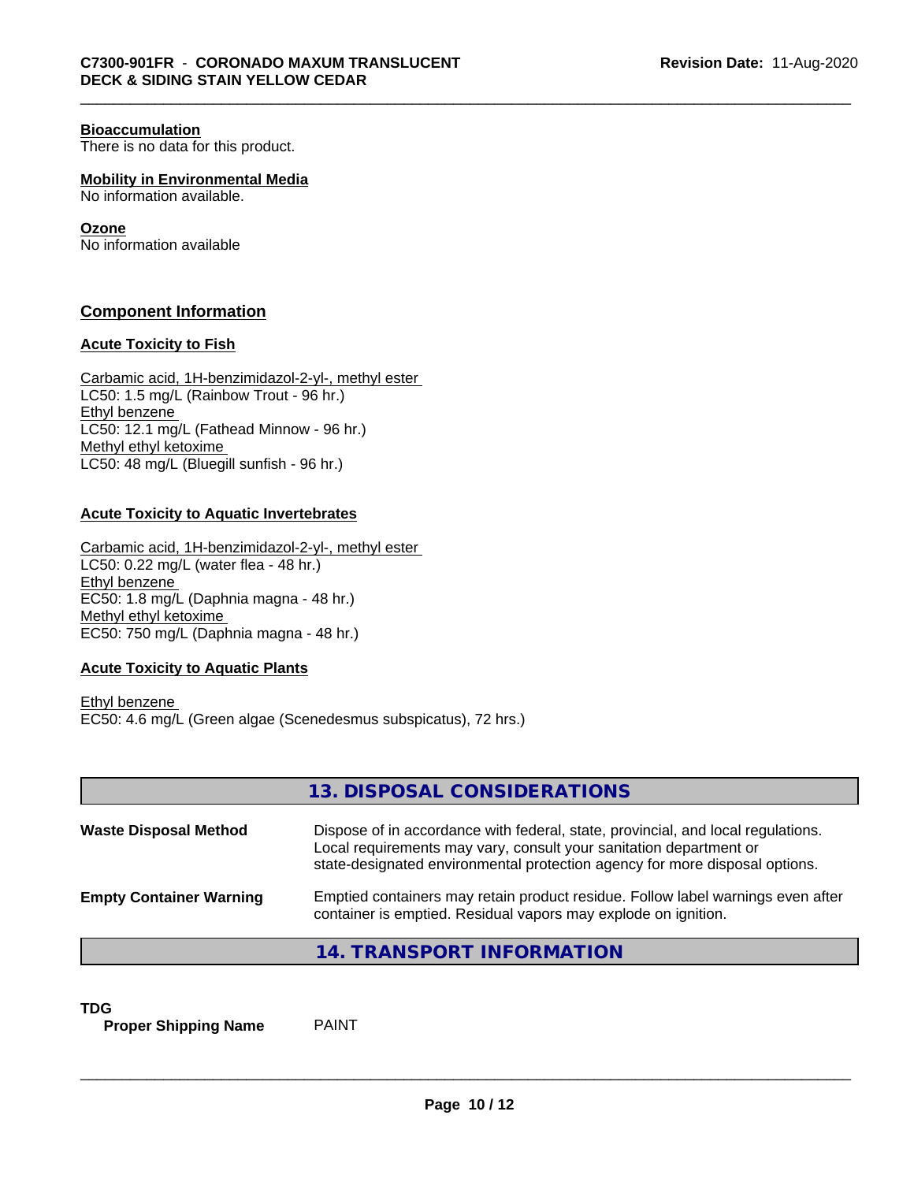**Bioaccumulation**
There is no data for this product.

**Mobility in Environmental Media**
No information available.

**Ozone**
No information available

## Component Information

**Acute Toxicity to Fish**

Carbamic acid, 1H-benzimidazol-2-yl-, methyl ester
LC50: 1.5 mg/L (Rainbow Trout - 96 hr.)
Ethyl benzene
LC50: 12.1 mg/L (Fathead Minnow - 96 hr.)
Methyl ethyl ketoxime
LC50: 48 mg/L (Bluegill sunfish - 96 hr.)

**Acute Toxicity to Aquatic Invertebrates**

Carbamic acid, 1H-benzimidazol-2-yl-, methyl ester
LC50: 0.22 mg/L (water flea - 48 hr.)
Ethyl benzene
EC50: 1.8 mg/L (Daphnia magna - 48 hr.)
Methyl ethyl ketoxime
EC50: 750 mg/L (Daphnia magna - 48 hr.)

**Acute Toxicity to Aquatic Plants**

Ethyl benzene
EC50: 4.6 mg/L (Green algae (Scenedesmus subspicatus), 72 hrs.)

## 13. DISPOSAL CONSIDERATIONS

**Waste Disposal Method** Dispose of in accordance with federal, state, provincial, and local regulations. Local requirements may vary, consult your sanitation department or state-designated environmental protection agency for more disposal options.

**Empty Container Warning** Emptied containers may retain product residue. Follow label warnings even after container is emptied. Residual vapors may explode on ignition.

## 14. TRANSPORT INFORMATION

**TDG**
**Proper Shipping Name** PAINT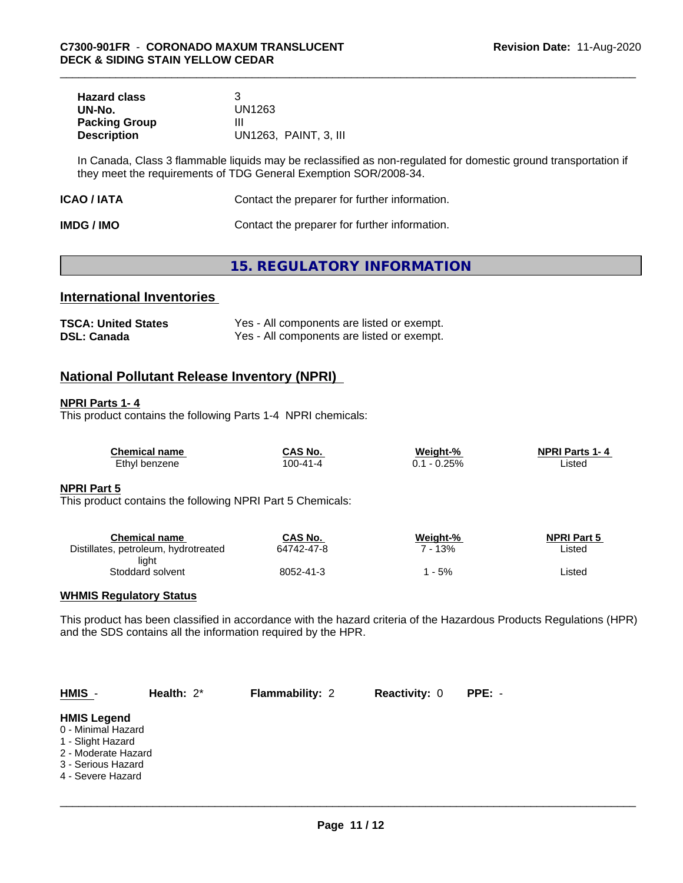| | |
|---|---|
| **Hazard class** | 3 |
| **UN-No.** | UN1263 |
| **Packing Group** | III |
| **Description** | UN1263, PAINT, 3, III |

In Canada, Class 3 flammable liquids may be reclassified as non-regulated for domestic ground transportation if they meet the requirements of TDG General Exemption SOR/2008-34.

| | |
|---|---|
| **ICAO / IATA** | Contact the preparer for further information. |
| **IMDG / IMO** | Contact the preparer for further information. |

# 15. REGULATORY INFORMATION

## International Inventories

| | |
|---|---|
| **TSCA: United States** | Yes - All components are listed or exempt. |
| **DSL: Canada** | Yes - All components are listed or exempt. |

## National Pollutant Release Inventory (NPRI)

**NPRI Parts 1- 4**

This product contains the following Parts 1-4 NPRI chemicals:

| Chemical name | CAS No. | Weight-% | NPRI Parts 1- 4 |
|---|---|---|---|
| Ethyl benzene | 100-41-4 | 0.1 - 0.25% | Listed |

**NPRI Part 5**

This product contains the following NPRI Part 5 Chemicals:

| Chemical name | CAS No. | Weight-% | NPRI Part 5 |
|---|---|---|---|
| Distillates, petroleum, hydrotreated light | 64742-47-8 | 7 - 13% | Listed |
| Stoddard solvent | 8052-41-3 | 1 - 5% | Listed |

**WHMIS Regulatory Status**

This product has been classified in accordance with the hazard criteria of the Hazardous Products Regulations (HPR) and the SDS contains all the information required by the HPR.

| HMIS - | Health: 2* | Flammability: 2 | Reactivity: 0 | PPE: - |
|---|---|---|---|---|

**HMIS Legend**

0 - Minimal Hazard
1 - Slight Hazard
2 - Moderate Hazard
3 - Serious Hazard
4 - Severe Hazard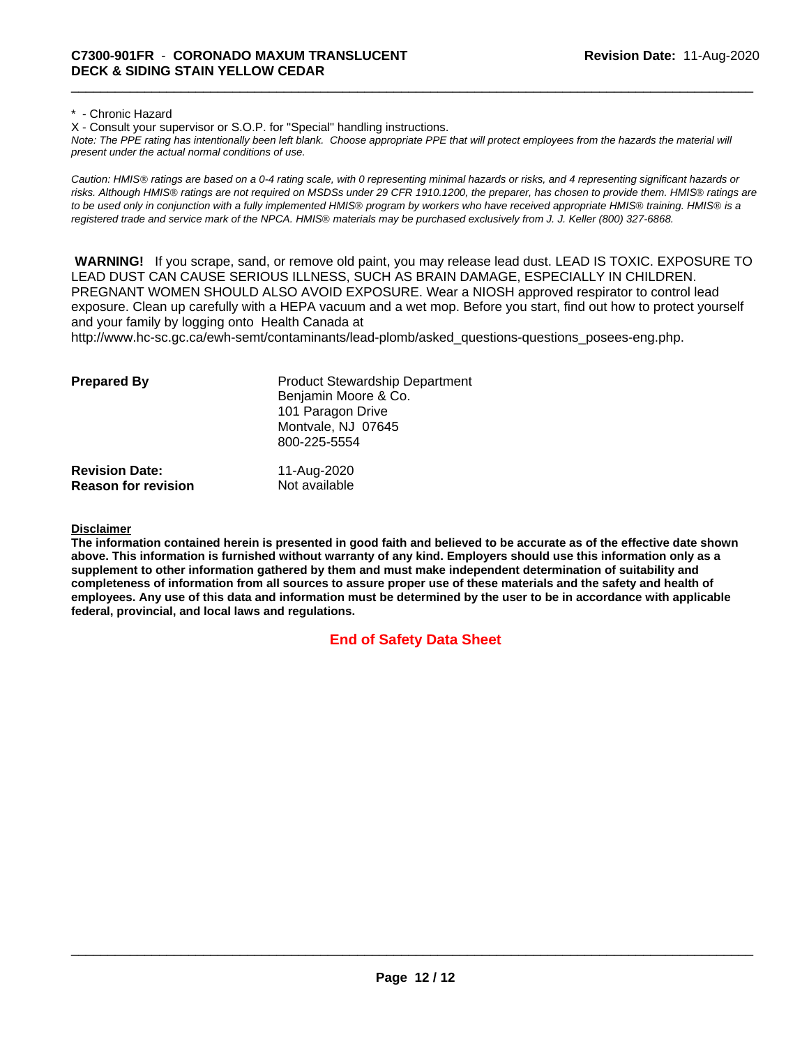\* - Chronic Hazard

X - Consult your supervisor or S.O.P. for "Special" handling instructions.

*Note: The PPE rating has intentionally been left blank. Choose appropriate PPE that will protect employees from the hazards the material will present under the actual normal conditions of use.*

*Caution: HMIS® ratings are based on a 0-4 rating scale, with 0 representing minimal hazards or risks, and 4 representing significant hazards or risks. Although HMIS® ratings are not required on MSDSs under 29 CFR 1910.1200, the preparer, has chosen to provide them. HMIS® ratings are to be used only in conjunction with a fully implemented HMIS® program by workers who have received appropriate HMIS® training. HMIS® is a registered trade and service mark of the NPCA. HMIS® materials may be purchased exclusively from J. J. Keller (800) 327-6868.*

**WARNING!** If you scrape, sand, or remove old paint, you may release lead dust. LEAD IS TOXIC. EXPOSURE TO LEAD DUST CAN CAUSE SERIOUS ILLNESS, SUCH AS BRAIN DAMAGE, ESPECIALLY IN CHILDREN. PREGNANT WOMEN SHOULD ALSO AVOID EXPOSURE. Wear a NIOSH approved respirator to control lead exposure. Clean up carefully with a HEPA vacuum and a wet mop. Before you start, find out how to protect yourself and your family by logging onto Health Canada at http://www.hc-sc.gc.ca/ewh-semt/contaminants/lead-plomb/asked_questions-questions_posees-eng.php.

| | |
|---|---|
| **Prepared By** | Product Stewardship Department<br>Benjamin Moore & Co.<br>101 Paragon Drive<br>Montvale, NJ 07645<br>800-225-5554 |
| **Revision Date:** | 11-Aug-2020 |
| **Reason for revision** | Not available |

**Disclaimer**

**The information contained herein is presented in good faith and believed to be accurate as of the effective date shown above. This information is furnished without warranty of any kind. Employers should use this information only as a supplement to other information gathered by them and must make independent determination of suitability and completeness of information from all sources to assure proper use of these materials and the safety and health of employees. Any use of this data and information must be determined by the user to be in accordance with applicable federal, provincial, and local laws and regulations.**

**End of Safety Data Sheet**